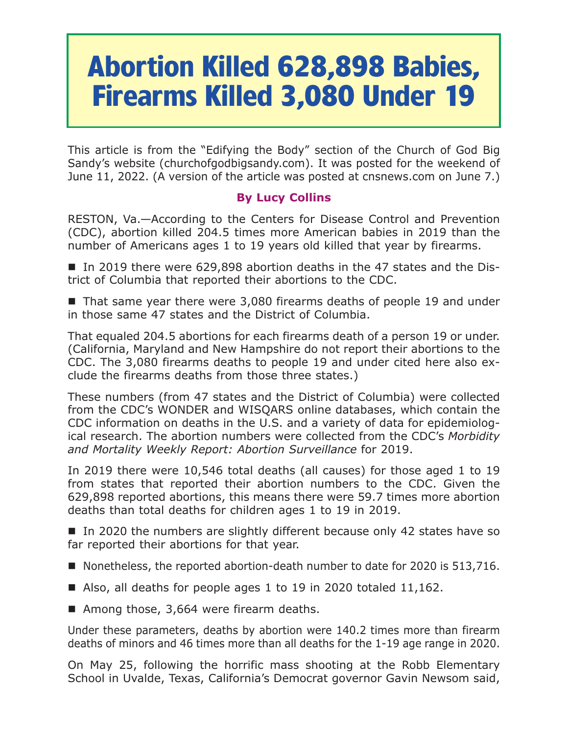# Abortion Killed 628,898 Babies, Firearms Killed 3,080 Under 19

This article is from the "Edifying the Body" section of the Church of God Big Sandy's website (churchofgodbigsandy.com). It was posted for the weekend of June 11, 2022. (A version of the article was posted at cnsnews.com on June 7.)

**By Lucy Collins**

RESTON, Va.—According to the Centers for Disease Control and Prevention (CDC), abortion killed 204.5 times more American babies in 2019 than the number of Americans ages 1 to 19 years old killed that year by firearms.

- In 2019 there were 629,898 abortion deaths in the 47 states and the District of Columbia that reported their abortions to the CDC.
- That same year there were 3,080 firearms deaths of people 19 and under in those same 47 states and the District of Columbia.

That equaled 204.5 abortions for each firearms death of a person 19 or under. (California, Maryland and New Hampshire do not report their abortions to the CDC. The 3,080 firearms deaths to people 19 and under cited here also exclude the firearms deaths from those three states.)

These numbers (from 47 states and the District of Columbia) were collected from the CDC's WONDER and WISQARS online databases, which contain the CDC information on deaths in the U.S. and a variety of data for epidemiological research. The abortion numbers were collected from the CDC's *Morbidity and Mortality Weekly Report: Abortion Surveillance* for 2019.

In 2019 there were 10,546 total deaths (all causes) for those aged 1 to 19 from states that reported their abortion numbers to the CDC. Given the 629,898 reported abortions, this means there were 59.7 times more abortion deaths than total deaths for children ages 1 to 19 in 2019.

- In 2020 the numbers are slightly different because only 42 states have so far reported their abortions for that year.
- Nonetheless, the reported abortion-death number to date for 2020 is 513,716.
- Also, all deaths for people ages 1 to 19 in 2020 totaled 11,162.
- Among those, 3,664 were firearm deaths.

Under these parameters, deaths by abortion were 140.2 times more than firearm deaths of minors and 46 times more than all deaths for the 1-19 age range in 2020.

On May 25, following the horrific mass shooting at the Robb Elementary School in Uvalde, Texas, California's Democrat governor Gavin Newsom said,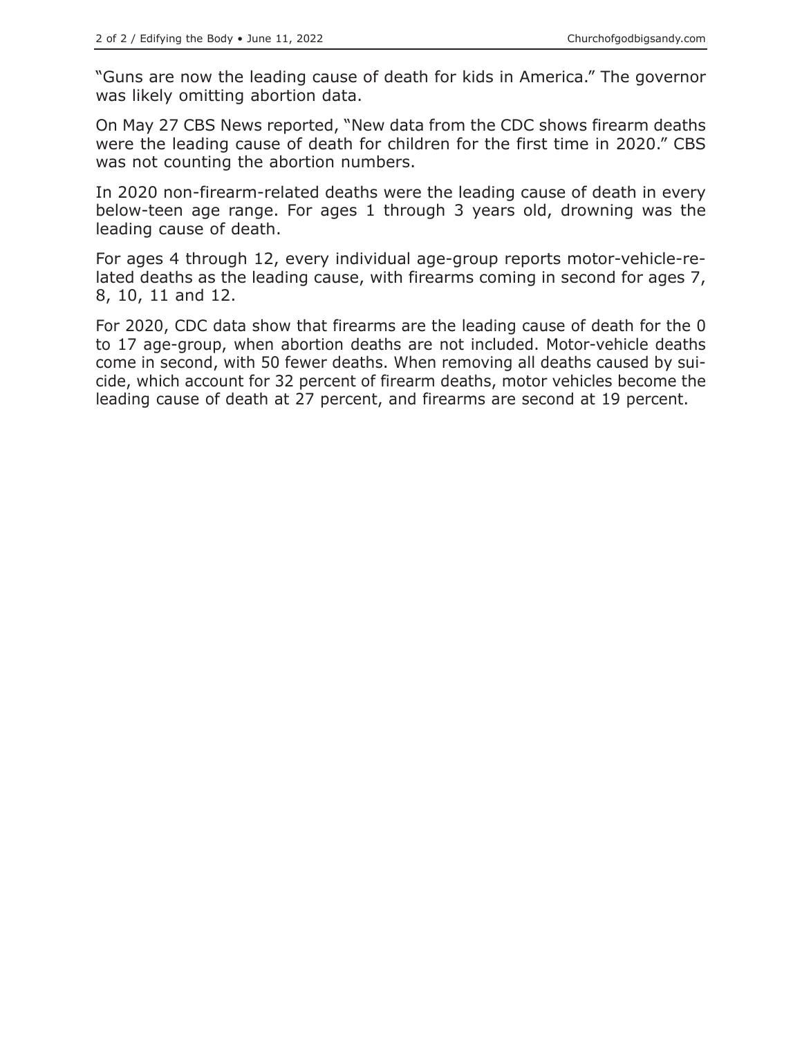"Guns are now the leading cause of death for kids in America." The governor was likely omitting abortion data.

On May 27 CBS News reported, "New data from the CDC shows firearm deaths were the leading cause of death for children for the first time in 2020." CBS was not counting the abortion numbers.

In 2020 non-firearm-related deaths were the leading cause of death in every below-teen age range. For ages 1 through 3 years old, drowning was the leading cause of death.

For ages 4 through 12, every individual age-group reports motor-vehicle-related deaths as the leading cause, with firearms coming in second for ages 7, 8, 10, 11 and 12.

For 2020, CDC data show that firearms are the leading cause of death for the 0 to 17 age-group, when abortion deaths are not included. Motor-vehicle deaths come in second, with 50 fewer deaths. When removing all deaths caused by suicide, which account for 32 percent of firearm deaths, motor vehicles become the leading cause of death at 27 percent, and firearms are second at 19 percent.